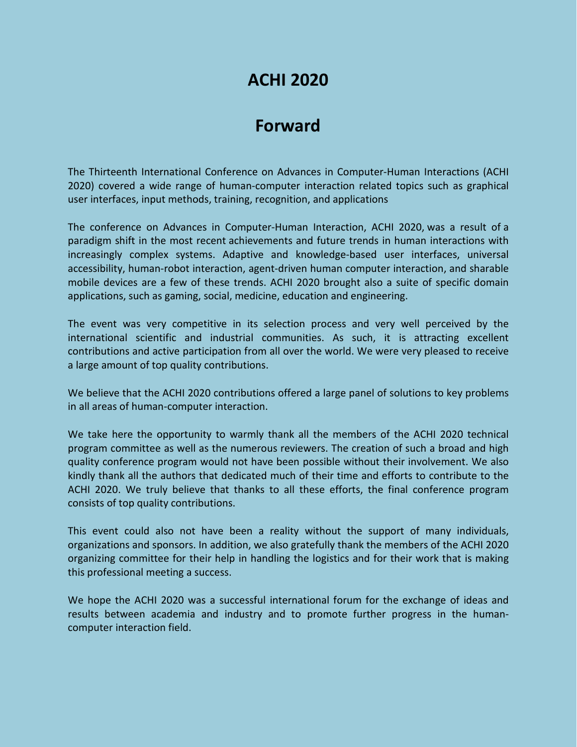# ACHI 2020

## Forward

The Thirteenth International Conference on Advances in Computer-Human Interactions (ACHI 2020) covered a wide range of human-computer interaction related topics such as graphical user interfaces, input methods, training, recognition, and applications

The conference on Advances in Computer-Human Interaction, ACHI 2020, was a result of a paradigm shift in the most recent achievements and future trends in human interactions with increasingly complex systems. Adaptive and knowledge-based user interfaces, universal accessibility, human-robot interaction, agent-driven human computer interaction, and sharable mobile devices are a few of these trends. ACHI 2020 brought also a suite of specific domain applications, such as gaming, social, medicine, education and engineering.

The event was very competitive in its selection process and very well perceived by the international scientific and industrial communities. As such, it is attracting excellent contributions and active participation from all over the world. We were very pleased to receive a large amount of top quality contributions.

We believe that the ACHI 2020 contributions offered a large panel of solutions to key problems in all areas of human-computer interaction.

We take here the opportunity to warmly thank all the members of the ACHI 2020 technical program committee as well as the numerous reviewers. The creation of such a broad and high quality conference program would not have been possible without their involvement. We also kindly thank all the authors that dedicated much of their time and efforts to contribute to the ACHI 2020. We truly believe that thanks to all these efforts, the final conference program consists of top quality contributions.

This event could also not have been a reality without the support of many individuals, organizations and sponsors. In addition, we also gratefully thank the members of the ACHI 2020 organizing committee for their help in handling the logistics and for their work that is making this professional meeting a success.

We hope the ACHI 2020 was a successful international forum for the exchange of ideas and results between academia and industry and to promote further progress in the human-computer interaction field.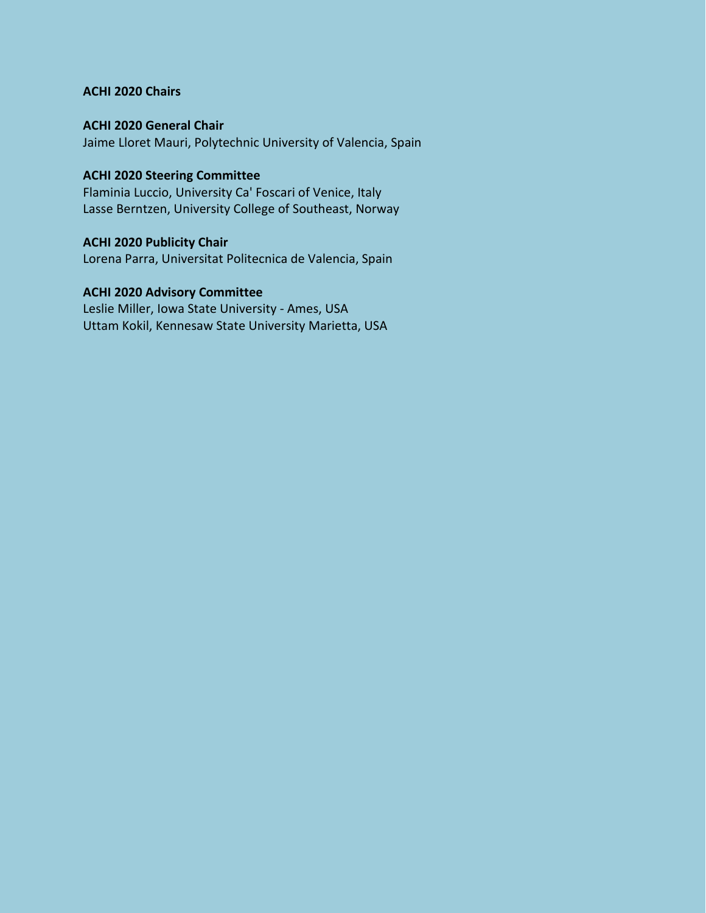**ACHI 2020 Chairs**

**ACHI 2020 General Chair**
Jaime Lloret Mauri, Polytechnic University of Valencia, Spain

**ACHI 2020 Steering Committee**
Flaminia Luccio, University Ca' Foscari of Venice, Italy
Lasse Berntzen, University College of Southeast, Norway

**ACHI 2020 Publicity Chair**
Lorena Parra, Universitat Politecnica de Valencia, Spain

**ACHI 2020 Advisory Committee**
Leslie Miller, Iowa State University - Ames, USA
Uttam Kokil, Kennesaw State University Marietta, USA